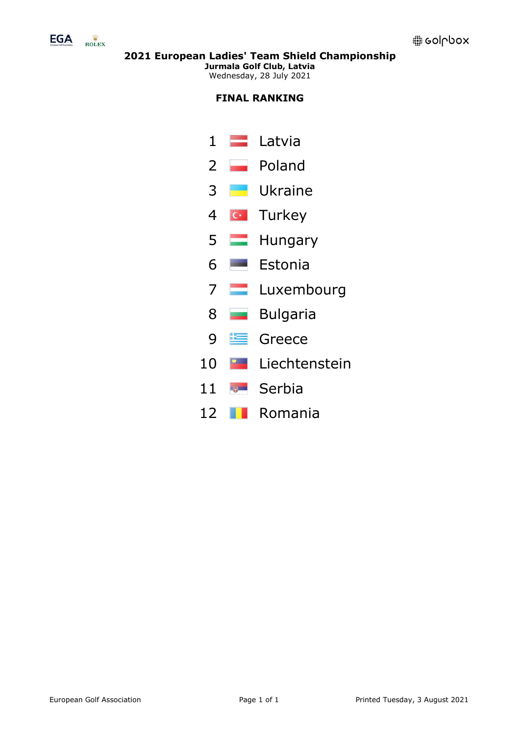# 2021 European Ladies' Team Shield Championship

**Jurmala Golf Club, Latvia**

Wednesday, 28 July 2021

## FINAL RANKING

| Rank | Country |
|---|---|
| 1 | Latvia |
| 2 | Poland |
| 3 | Ukraine |
| 4 | Turkey |
| 5 | Hungary |
| 6 | Estonia |
| 7 | Luxembourg |
| 8 | Bulgaria |
| 9 | Greece |
| 10 | Liechtenstein |
| 11 | Serbia |
| 12 | Romania |

European Golf Association

Printed Tuesday, 3 August 2021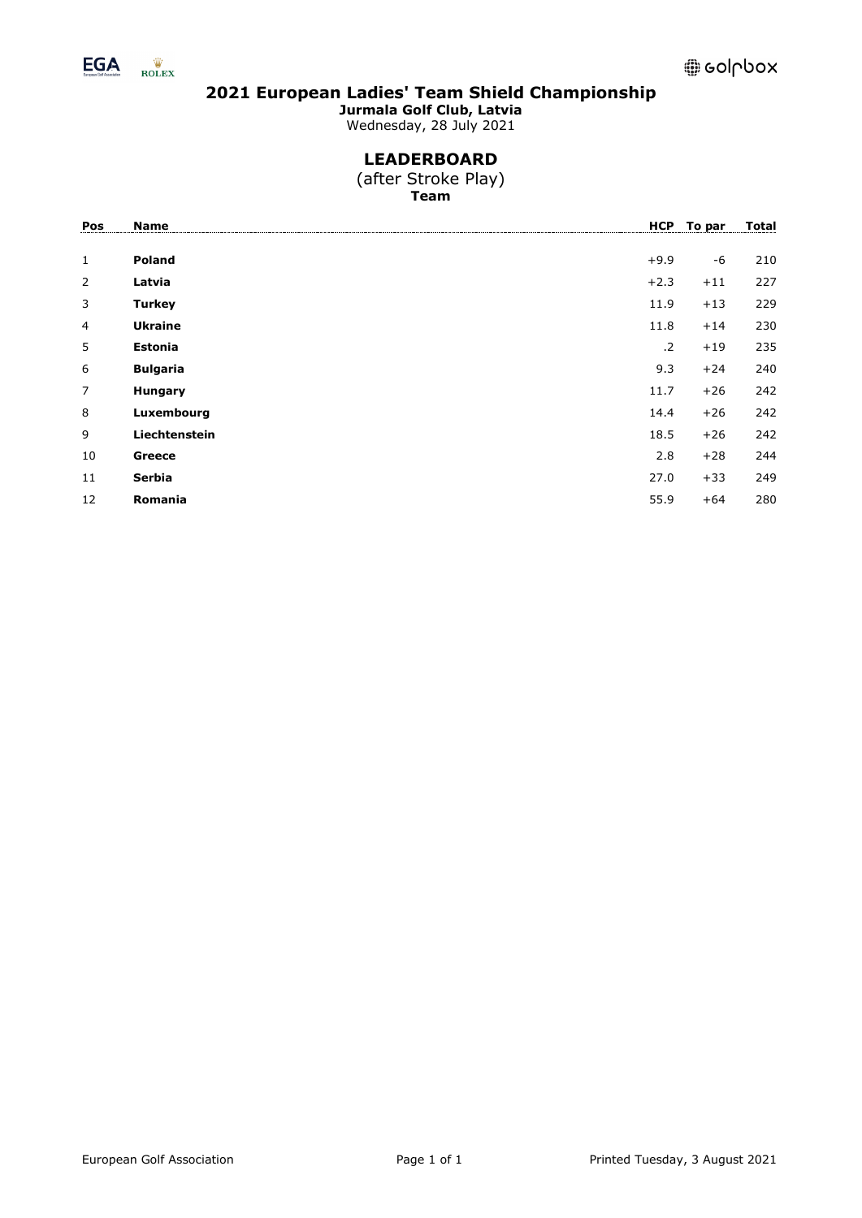# 2021 European Ladies' Team Shield Championship

**Jurmala Golf Club, Latvia**

Wednesday, 28 July 2021

## LEADERBOARD

(after Stroke Play)

**Team**

| Pos | Name | HCP | To par | Total |
|---|---|---|---|---|
| 1 | **Poland** | +9.9 | -6 | 210 |
| 2 | **Latvia** | +2.3 | +11 | 227 |
| 3 | **Turkey** | 11.9 | +13 | 229 |
| 4 | **Ukraine** | 11.8 | +14 | 230 |
| 5 | **Estonia** | .2 | +19 | 235 |
| 6 | **Bulgaria** | 9.3 | +24 | 240 |
| 7 | **Hungary** | 11.7 | +26 | 242 |
| 8 | **Luxembourg** | 14.4 | +26 | 242 |
| 9 | **Liechtenstein** | 18.5 | +26 | 242 |
| 10 | **Greece** | 2.8 | +28 | 244 |
| 11 | **Serbia** | 27.0 | +33 | 249 |
| 12 | **Romania** | 55.9 | +64 | 280 |

European Golf Association

Printed Tuesday, 3 August 2021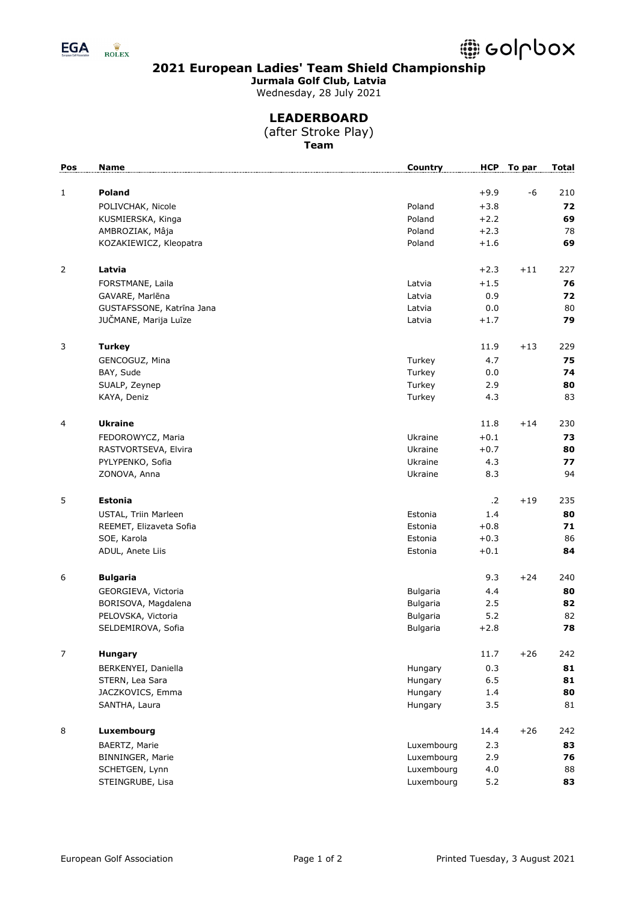# 2021 European Ladies' Team Shield Championship

**Jurmala Golf Club, Latvia**

Wednesday, 28 July 2021

## LEADERBOARD

(after Stroke Play)

**Team**

| Pos | Name | Country | HCP | To par | Total |
|---|---|---|---|---|---|
| 1 | **Poland** | | +9.9 | -6 | 210 |
| | POLIVCHAK, Nicole | Poland | +3.8 | | **72** |
| | KUSMIERSKA, Kinga | Poland | +2.2 | | **69** |
| | AMBROZIAK, Mâja | Poland | +2.3 | | 78 |
| | KOZAKIEWICZ, Kleopatra | Poland | +1.6 | | **69** |
| 2 | **Latvia** | | +2.3 | +11 | 227 |
| | FORSTMANE, Laila | Latvia | +1.5 | | **76** |
| | GAVARE, Marlēna | Latvia | 0.9 | | **72** |
| | GUSTAFSSONE, Katrīna Jana | Latvia | 0.0 | | 80 |
| | JUČMANE, Marija Luīze | Latvia | +1.7 | | **79** |
| 3 | **Turkey** | | 11.9 | +13 | 229 |
| | GENCOGUZ, Mina | Turkey | 4.7 | | **75** |
| | BAY, Sude | Turkey | 0.0 | | **74** |
| | SUALP, Zeynep | Turkey | 2.9 | | **80** |
| | KAYA, Deniz | Turkey | 4.3 | | 83 |
| 4 | **Ukraine** | | 11.8 | +14 | 230 |
| | FEDOROWYCZ, Maria | Ukraine | +0.1 | | **73** |
| | RASTVORTSEVA, Elvira | Ukraine | +0.7 | | **80** |
| | PYLYPENKO, Sofia | Ukraine | 4.3 | | **77** |
| | ZONOVA, Anna | Ukraine | 8.3 | | 94 |
| 5 | **Estonia** | | .2 | +19 | 235 |
| | USTAL, Triin Marleen | Estonia | 1.4 | | **80** |
| | REEMET, Elizaveta Sofia | Estonia | +0.8 | | **71** |
| | SOE, Karola | Estonia | +0.3 | | 86 |
| | ADUL, Anete Liis | Estonia | +0.1 | | **84** |
| 6 | **Bulgaria** | | 9.3 | +24 | 240 |
| | GEORGIEVA, Victoria | Bulgaria | 4.4 | | **80** |
| | BORISOVA, Magdalena | Bulgaria | 2.5 | | **82** |
| | PELOVSKA, Victoria | Bulgaria | 5.2 | | 82 |
| | SELDEMIROVA, Sofia | Bulgaria | +2.8 | | **78** |
| 7 | **Hungary** | | 11.7 | +26 | 242 |
| | BERKENYEI, Daniella | Hungary | 0.3 | | **81** |
| | STERN, Lea Sara | Hungary | 6.5 | | **81** |
| | JACZKOVICS, Emma | Hungary | 1.4 | | **80** |
| | SANTHA, Laura | Hungary | 3.5 | | 81 |
| 8 | **Luxembourg** | | 14.4 | +26 | 242 |
| | BAERTZ, Marie | Luxembourg | 2.3 | | **83** |
| | BINNINGER, Marie | Luxembourg | 2.9 | | **76** |
| | SCHETGEN, Lynn | Luxembourg | 4.0 | | 88 |
| | STEINGRUBE, Lisa | Luxembourg | 5.2 | | **83** |

European Golf Association | Printed Tuesday, 3 August 2021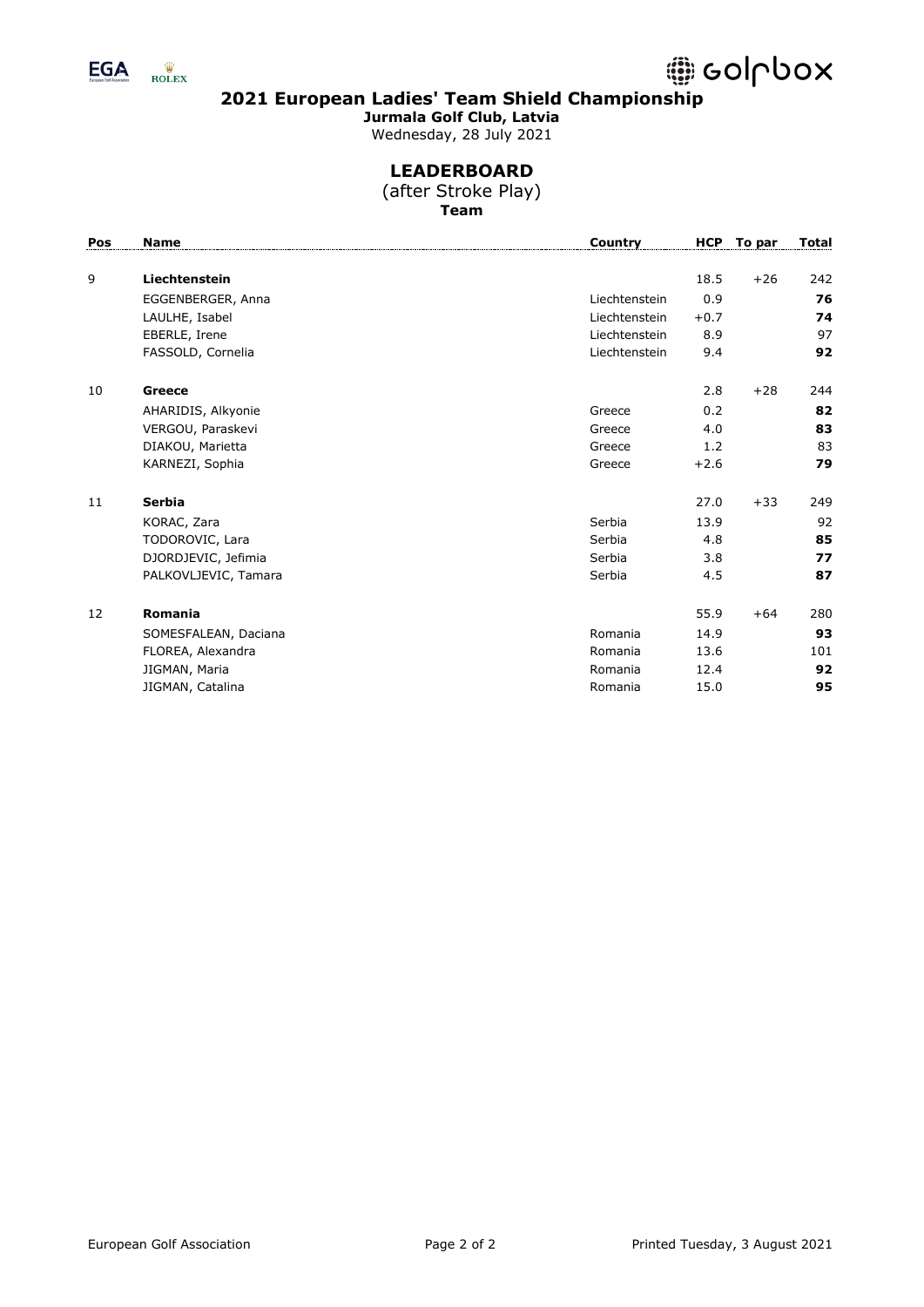## 2021 European Ladies' Team Shield Championship

**Jurmala Golf Club, Latvia**

Wednesday, 28 July 2021

### LEADERBOARD

(after Stroke Play)

**Team**

| Pos | Name | Country | HCP | To par | Total |
|---|---|---|---|---|---|
| 9 | **Liechtenstein** | | 18.5 | +26 | 242 |
| | EGGENBERGER, Anna | Liechtenstein | 0.9 | | **76** |
| | LAULHE, Isabel | Liechtenstein | +0.7 | | **74** |
| | EBERLE, Irene | Liechtenstein | 8.9 | | 97 |
| | FASSOLD, Cornelia | Liechtenstein | 9.4 | | **92** |
| 10 | **Greece** | | 2.8 | +28 | 244 |
| | AHARIDIS, Alkyonie | Greece | 0.2 | | **82** |
| | VERGOU, Paraskevi | Greece | 4.0 | | **83** |
| | DIAKOU, Marietta | Greece | 1.2 | | 83 |
| | KARNEZI, Sophia | Greece | +2.6 | | **79** |
| 11 | **Serbia** | | 27.0 | +33 | 249 |
| | KORAC, Zara | Serbia | 13.9 | | 92 |
| | TODOROVIC, Lara | Serbia | 4.8 | | **85** |
| | DJORDJEVIC, Jefimia | Serbia | 3.8 | | **77** |
| | PALKOVLJEVIC, Tamara | Serbia | 4.5 | | **87** |
| 12 | **Romania** | | 55.9 | +64 | 280 |
| | SOMESFALEAN, Daciana | Romania | 14.9 | | **93** |
| | FLOREA, Alexandra | Romania | 13.6 | | 101 |
| | JIGMAN, Maria | Romania | 12.4 | | **92** |
| | JIGMAN, Catalina | Romania | 15.0 | | **95** |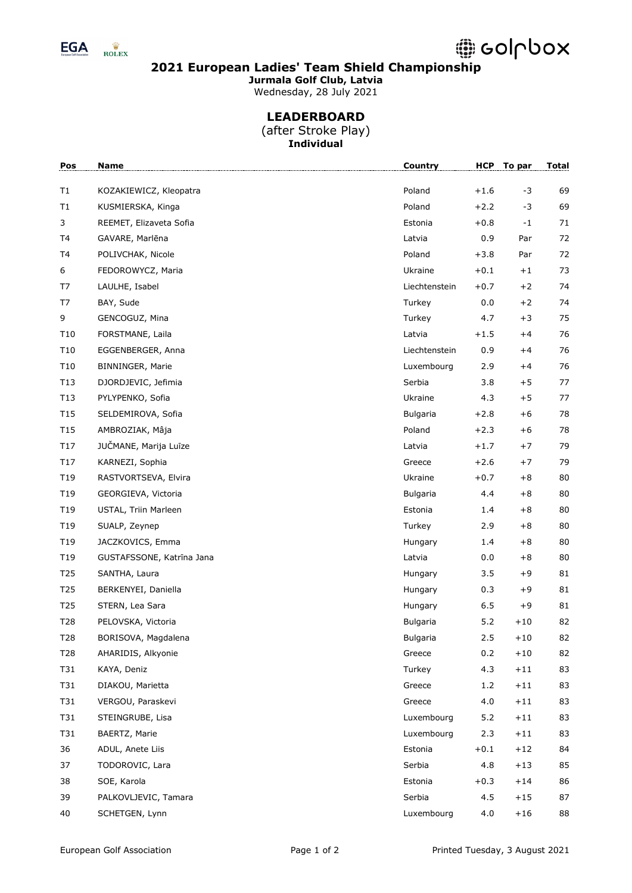# 2021 European Ladies' Team Shield Championship

**Jurmala Golf Club, Latvia**

Wednesday, 28 July 2021

## LEADERBOARD

(after Stroke Play)

**Individual**

| Pos | Name | Country | HCP | To par | Total |
|---|---|---|---|---|---|
| T1 | KOZAKIEWICZ, Kleopatra | Poland | +1.6 | -3 | 69 |
| T1 | KUSMIERSKA, Kinga | Poland | +2.2 | -3 | 69 |
| 3 | REEMET, Elizaveta Sofia | Estonia | +0.8 | -1 | 71 |
| T4 | GAVARE, Marlēna | Latvia | 0.9 | Par | 72 |
| T4 | POLIVCHAK, Nicole | Poland | +3.8 | Par | 72 |
| 6 | FEDOROWYCZ, Maria | Ukraine | +0.1 | +1 | 73 |
| T7 | LAULHE, Isabel | Liechtenstein | +0.7 | +2 | 74 |
| T7 | BAY, Sude | Turkey | 0.0 | +2 | 74 |
| 9 | GENCOGUZ, Mina | Turkey | 4.7 | +3 | 75 |
| T10 | FORSTMANE, Laila | Latvia | +1.5 | +4 | 76 |
| T10 | EGGENBERGER, Anna | Liechtenstein | 0.9 | +4 | 76 |
| T10 | BINNINGER, Marie | Luxembourg | 2.9 | +4 | 76 |
| T13 | DJORDJEVIC, Jefimia | Serbia | 3.8 | +5 | 77 |
| T13 | PYLYPENKO, Sofia | Ukraine | 4.3 | +5 | 77 |
| T15 | SELDEMIROVA, Sofia | Bulgaria | +2.8 | +6 | 78 |
| T15 | AMBROZIAK, Mâja | Poland | +2.3 | +6 | 78 |
| T17 | JUČMANE, Marija Luīze | Latvia | +1.7 | +7 | 79 |
| T17 | KARNEZI, Sophia | Greece | +2.6 | +7 | 79 |
| T19 | RASTVORTSEVA, Elvira | Ukraine | +0.7 | +8 | 80 |
| T19 | GEORGIEVA, Victoria | Bulgaria | 4.4 | +8 | 80 |
| T19 | USTAL, Triin Marleen | Estonia | 1.4 | +8 | 80 |
| T19 | SUALP, Zeynep | Turkey | 2.9 | +8 | 80 |
| T19 | JACZKOVICS, Emma | Hungary | 1.4 | +8 | 80 |
| T19 | GUSTAFSSONE, Katrīna Jana | Latvia | 0.0 | +8 | 80 |
| T25 | SANTHA, Laura | Hungary | 3.5 | +9 | 81 |
| T25 | BERKENYEI, Daniella | Hungary | 0.3 | +9 | 81 |
| T25 | STERN, Lea Sara | Hungary | 6.5 | +9 | 81 |
| T28 | PELOVSKA, Victoria | Bulgaria | 5.2 | +10 | 82 |
| T28 | BORISOVA, Magdalena | Bulgaria | 2.5 | +10 | 82 |
| T28 | AHARIDIS, Alkyonie | Greece | 0.2 | +10 | 82 |
| T31 | KAYA, Deniz | Turkey | 4.3 | +11 | 83 |
| T31 | DIAKOU, Marietta | Greece | 1.2 | +11 | 83 |
| T31 | VERGOU, Paraskevi | Greece | 4.0 | +11 | 83 |
| T31 | STEINGRUBE, Lisa | Luxembourg | 5.2 | +11 | 83 |
| T31 | BAERTZ, Marie | Luxembourg | 2.3 | +11 | 83 |
| 36 | ADUL, Anete Liis | Estonia | +0.1 | +12 | 84 |
| 37 | TODOROVIC, Lara | Serbia | 4.8 | +13 | 85 |
| 38 | SOE, Karola | Estonia | +0.3 | +14 | 86 |
| 39 | PALKOVLJEVIC, Tamara | Serbia | 4.5 | +15 | 87 |
| 40 | SCHETGEN, Lynn | Luxembourg | 4.0 | +16 | 88 |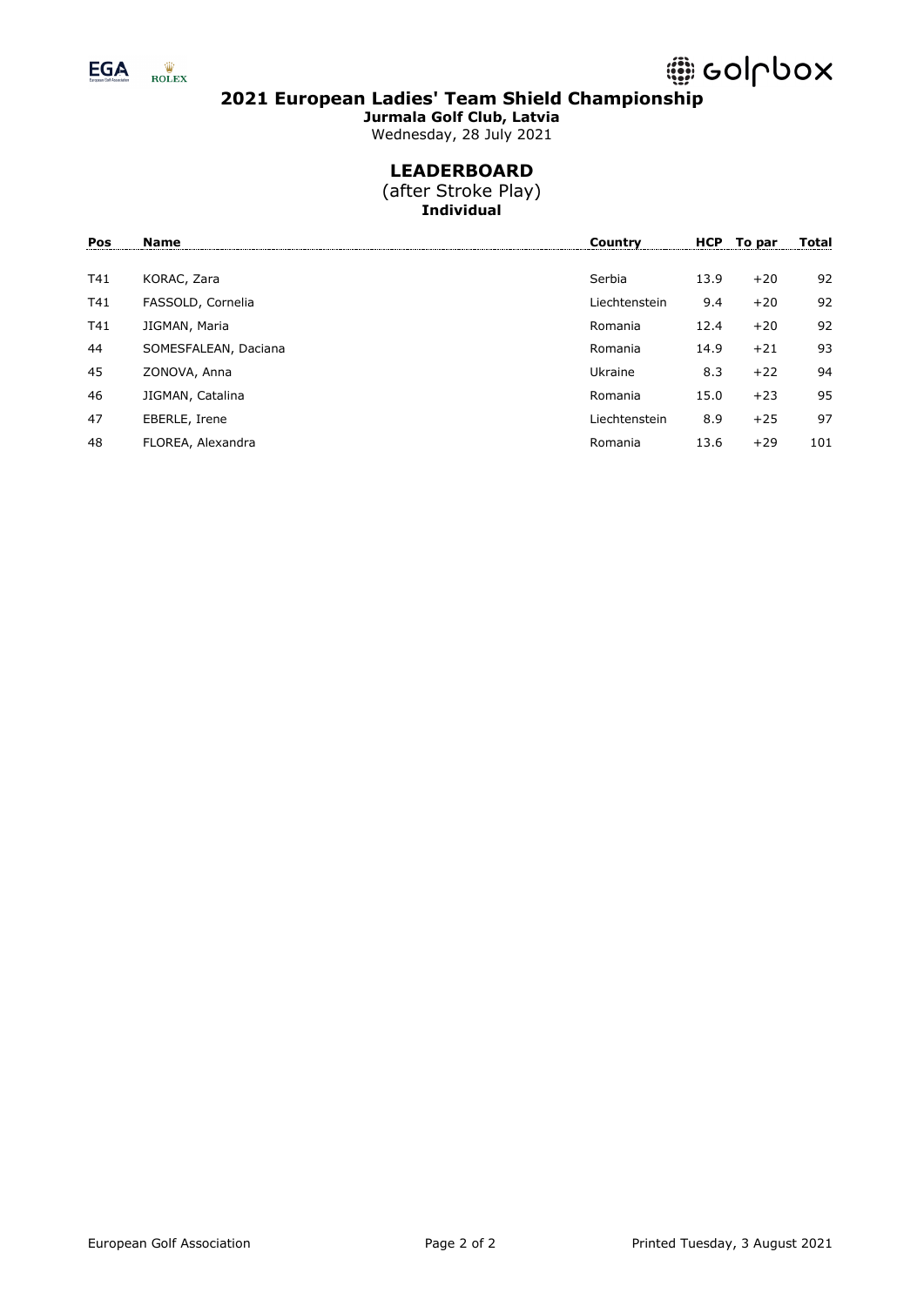# 2021 European Ladies' Team Shield Championship

**Jurmala Golf Club, Latvia**

Wednesday, 28 July 2021

## LEADERBOARD

(after Stroke Play)

**Individual**

| Pos | Name | Country | HCP | To par | Total |
|---|---|---|---|---|---|
| T41 | KORAC, Zara | Serbia | 13.9 | +20 | 92 |
| T41 | FASSOLD, Cornelia | Liechtenstein | 9.4 | +20 | 92 |
| T41 | JIGMAN, Maria | Romania | 12.4 | +20 | 92 |
| 44 | SOMESFALEAN, Daciana | Romania | 14.9 | +21 | 93 |
| 45 | ZONOVA, Anna | Ukraine | 8.3 | +22 | 94 |
| 46 | JIGMAN, Catalina | Romania | 15.0 | +23 | 95 |
| 47 | EBERLE, Irene | Liechtenstein | 8.9 | +25 | 97 |
| 48 | FLOREA, Alexandra | Romania | 13.6 | +29 | 101 |

European Golf Association

Printed Tuesday, 3 August 2021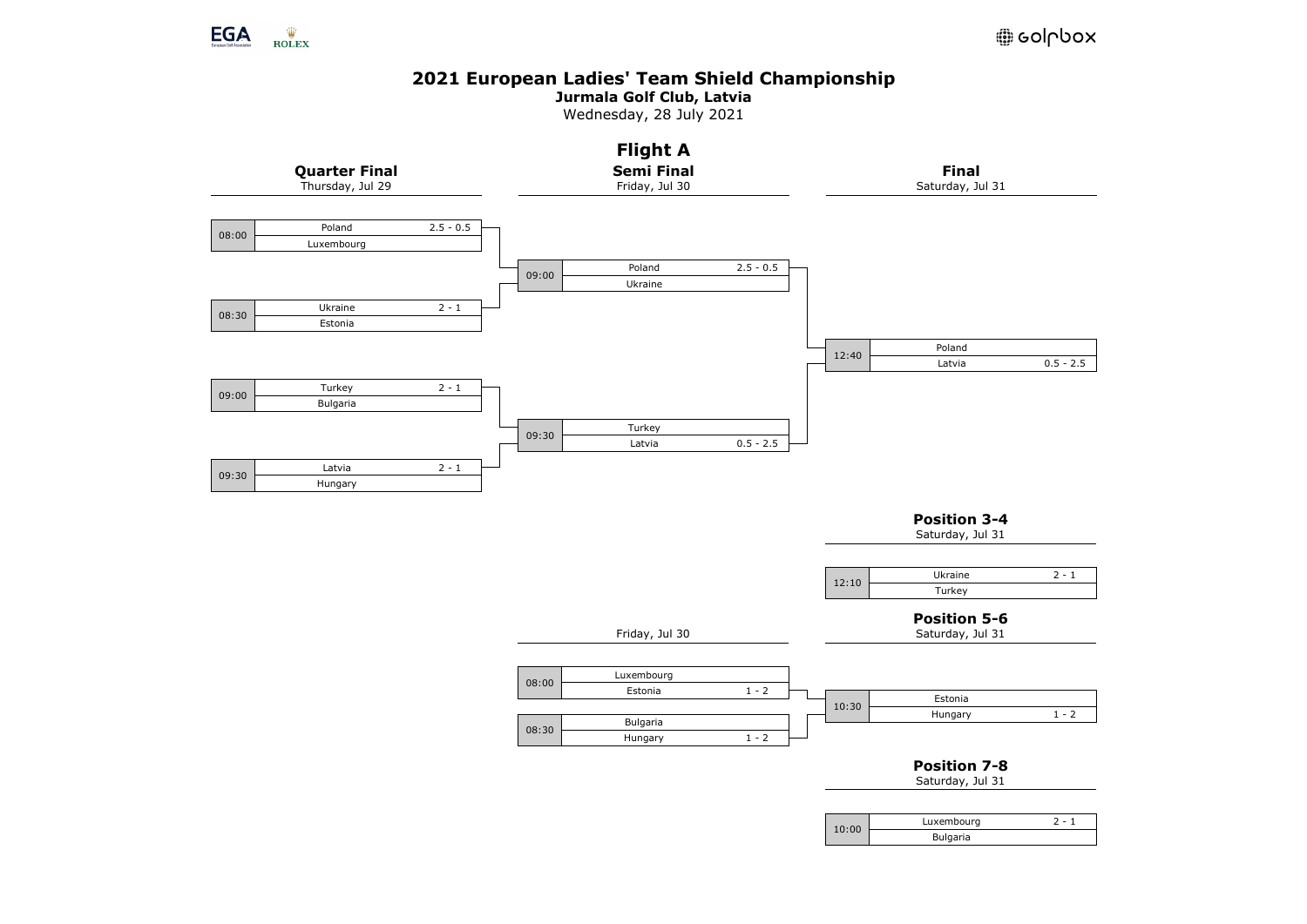EGA ROLEX

golfbox

# 2021 European Ladies' Team Shield Championship

**Jurmala Golf Club, Latvia**

Wednesday, 28 July 2021

## Flight A

### Quarter Final
Thursday, Jul 29

| Time | Team | Score |
|---|---|---|
| 08:00 | Poland | 2.5 - 0.5 |
| | Luxembourg | |
| 08:30 | Ukraine | 2 - 1 |
| | Estonia | |
| 09:00 | Turkey | 2 - 1 |
| | Bulgaria | |
| 09:30 | Latvia | 2 - 1 |
| | Hungary | |

### Semi Final
Friday, Jul 30

| Time | Team | Score |
|---|---|---|
| 09:00 | Poland | 2.5 - 0.5 |
| | Ukraine | |
| 09:30 | Turkey | |
| | Latvia | 0.5 - 2.5 |

### Final
Saturday, Jul 31

| Time | Team | Score |
|---|---|---|
| 12:40 | Poland | |
| | Latvia | 0.5 - 2.5 |

### Position 3-4
Saturday, Jul 31

| Time | Team | Score |
|---|---|---|
| 12:10 | Ukraine | 2 - 1 |
| | Turkey | |

### Friday, Jul 30

| Time | Team | Score |
|---|---|---|
| 08:00 | Luxembourg | |
| | Estonia | 1 - 2 |
| 08:30 | Bulgaria | |
| | Hungary | 1 - 2 |

### Position 5-6
Saturday, Jul 31

| Time | Team | Score |
|---|---|---|
| 10:30 | Estonia | |
| | Hungary | 1 - 2 |

### Position 7-8
Saturday, Jul 31

| Time | Team | Score |
|---|---|---|
| 10:00 | Luxembourg | 2 - 1 |
| | Bulgaria | |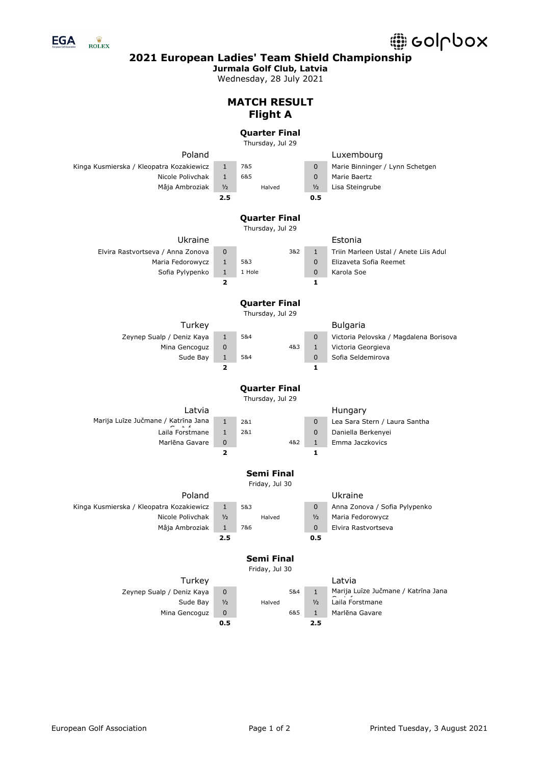# 2021 European Ladies' Team Shield Championship

**Jurmala Golf Club, Latvia**

Wednesday, 28 July 2021

## MATCH RESULT
## Flight A

### Quarter Final
Thursday, Jul 29

| Poland | | | | | Luxembourg |
|---|---|---|---|---|---|
| Kinga Kusmierska / Kleopatra Kozakiewicz | 1 | 7&5 | | 0 | Marie Binninger / Lynn Schetgen |
| Nicole Polivchak | 1 | 6&5 | | 0 | Marie Baertz |
| Mâja Ambroziak | ½ | Halved | | ½ | Lisa Steingrube |
| | **2.5** | | | **0.5** | |

### Quarter Final
Thursday, Jul 29

| Ukraine | | | | | Estonia |
|---|---|---|---|---|---|
| Elvira Rastvortseva / Anna Zonova | 0 | | 3&2 | 1 | Triin Marleen Ustal / Anete Liis Adul |
| Maria Fedorowycz | 1 | 5&3 | | 0 | Elizaveta Sofia Reemet |
| Sofia Pylypenko | 1 | 1 Hole | | 0 | Karola Soe |
| | **2** | | | **1** | |

### Quarter Final
Thursday, Jul 29

| Turkey | | | | | Bulgaria |
|---|---|---|---|---|---|
| Zeynep Sualp / Deniz Kaya | 1 | 5&4 | | 0 | Victoria Pelovska / Magdalena Borisova |
| Mina Gencoguz | 0 | | 4&3 | 1 | Victoria Georgieva |
| Sude Bay | 1 | 5&4 | | 0 | Sofia Seldemirova |
| | **2** | | | **1** | |

### Quarter Final
Thursday, Jul 29

| Latvia | | | | | Hungary |
|---|---|---|---|---|---|
| Marija Luīze Jučmane / Katrīna Jana | 1 | 2&1 | | 0 | Lea Sara Stern / Laura Santha |
| Laila Forstmane | 1 | 2&1 | | 0 | Daniella Berkenyei |
| Marlēna Gavare | 0 | | 4&2 | 1 | Emma Jaczkovics |
| | **2** | | | **1** | |

### Semi Final
Friday, Jul 30

| Poland | | | | | Ukraine |
|---|---|---|---|---|---|
| Kinga Kusmierska / Kleopatra Kozakiewicz | 1 | 5&3 | | 0 | Anna Zonova / Sofia Pylypenko |
| Nicole Polivchak | ½ | Halved | | ½ | Maria Fedorowycz |
| Mâja Ambroziak | 1 | 7&6 | | 0 | Elvira Rastvortseva |
| | **2.5** | | | **0.5** | |

### Semi Final
Friday, Jul 30

| Turkey | | | | | Latvia |
|---|---|---|---|---|---|
| Zeynep Sualp / Deniz Kaya | 0 | | 5&4 | 1 | Marija Luīze Jučmane / Katrīna Jana |
| Sude Bay | ½ | Halved | | ½ | Laila Forstmane |
| Mina Gencoguz | 0 | | 6&5 | 1 | Marlēna Gavare |
| | **0.5** | | | **2.5** | |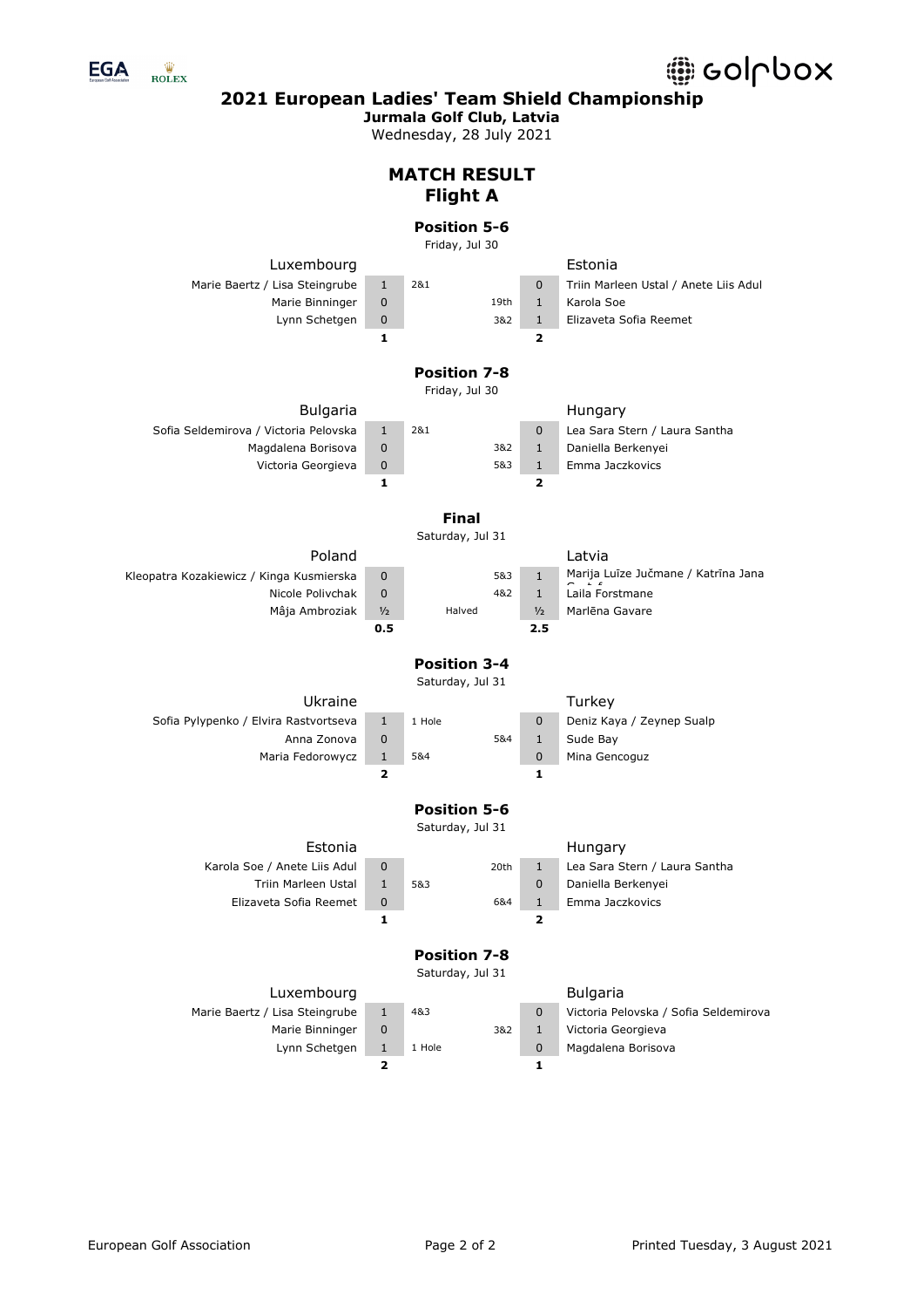# 2021 European Ladies' Team Shield Championship

**Jurmala Golf Club, Latvia**

Wednesday, 28 July 2021

## MATCH RESULT
## Flight A

### Position 5-6
Friday, Jul 30

| Luxembourg | | | | | Estonia |
|---|---|---|---|---|---|
| Marie Baertz / Lisa Steingrube | 1 | 2&1 | | 0 | Triin Marleen Ustal / Anete Liis Adul |
| Marie Binninger | 0 | | 19th | 1 | Karola Soe |
| Lynn Schetgen | 0 | | 3&2 | 1 | Elizaveta Sofia Reemet |
| | **1** | | | **2** | |

### Position 7-8
Friday, Jul 30

| Bulgaria | | | | | Hungary |
|---|---|---|---|---|---|
| Sofia Seldemirova / Victoria Pelovska | 1 | 2&1 | | 0 | Lea Sara Stern / Laura Santha |
| Magdalena Borisova | 0 | | 3&2 | 1 | Daniella Berkenyei |
| Victoria Georgieva | 0 | | 5&3 | 1 | Emma Jaczkovics |
| | **1** | | | **2** | |

### Final
Saturday, Jul 31

| Poland | | | | | Latvia |
|---|---|---|---|---|---|
| Kleopatra Kozakiewicz / Kinga Kusmierska | 0 | | 5&3 | 1 | Marija Luīze Jučmane / Katrīna Jana Grafe |
| Nicole Polivchak | 0 | | 4&2 | 1 | Laila Forstmane |
| Mâja Ambroziak | ½ | Halved | | ½ | Marlēna Gavare |
| | **0.5** | | | **2.5** | |

### Position 3-4
Saturday, Jul 31

| Ukraine | | | | | Turkey |
|---|---|---|---|---|---|
| Sofia Pylypenko / Elvira Rastvortseva | 1 | 1 Hole | | 0 | Deniz Kaya / Zeynep Sualp |
| Anna Zonova | 0 | | 5&4 | 1 | Sude Bay |
| Maria Fedorowycz | 1 | 5&4 | | 0 | Mina Gencoguz |
| | **2** | | | **1** | |

### Position 5-6
Saturday, Jul 31

| Estonia | | | | | Hungary |
|---|---|---|---|---|---|
| Karola Soe / Anete Liis Adul | 0 | | 20th | 1 | Lea Sara Stern / Laura Santha |
| Triin Marleen Ustal | 1 | 5&3 | | 0 | Daniella Berkenyei |
| Elizaveta Sofia Reemet | 0 | | 6&4 | 1 | Emma Jaczkovics |
| | **1** | | | **2** | |

### Position 7-8
Saturday, Jul 31

| Luxembourg | | | | | Bulgaria |
|---|---|---|---|---|---|
| Marie Baertz / Lisa Steingrube | 1 | 4&3 | | 0 | Victoria Pelovska / Sofia Seldemirova |
| Marie Binninger | 0 | | 3&2 | 1 | Victoria Georgieva |
| Lynn Schetgen | 1 | 1 Hole | | 0 | Magdalena Borisova |
| | **2** | | | **1** | |

European Golf Association

Printed Tuesday, 3 August 2021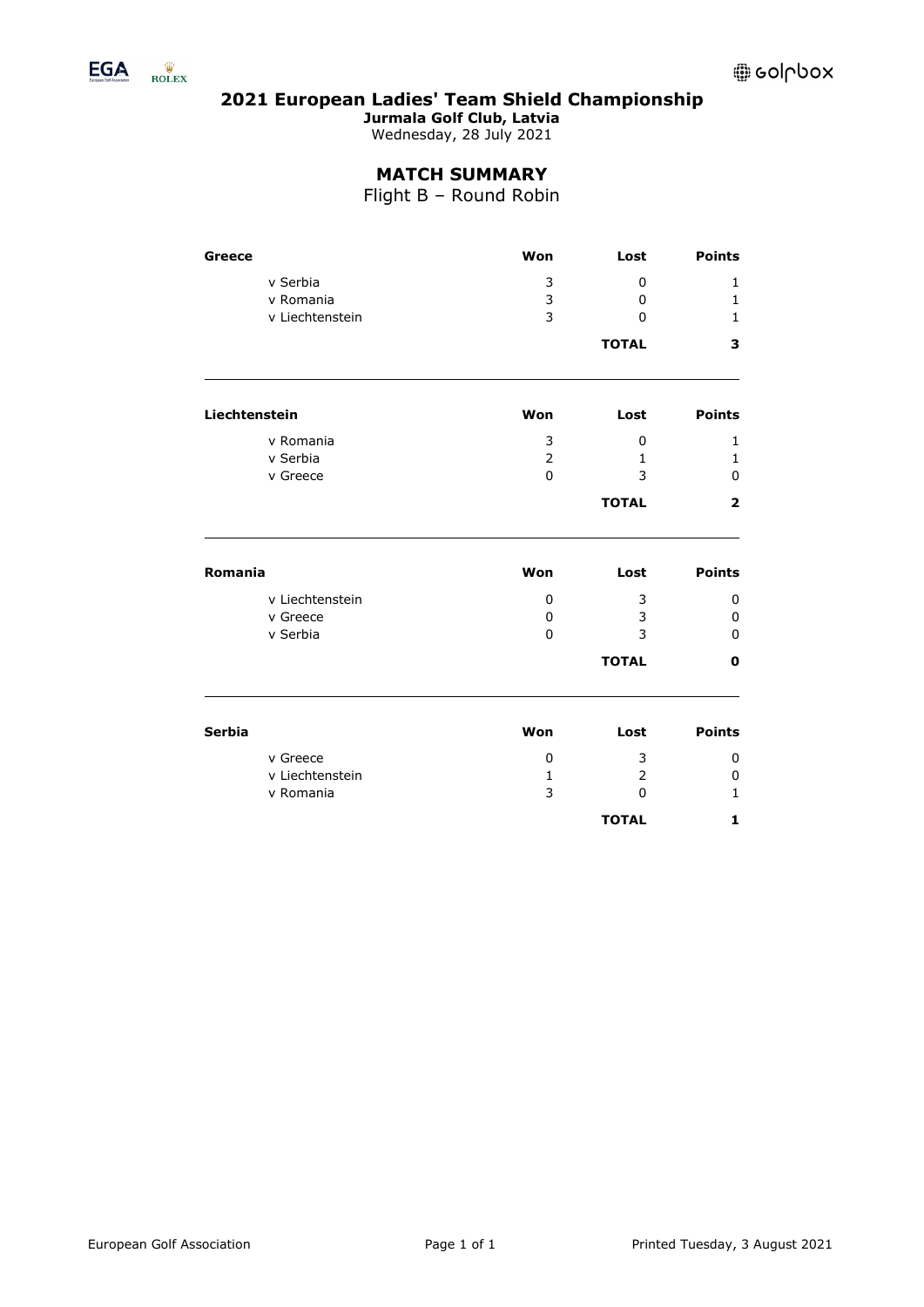# 2021 European Ladies' Team Shield Championship

**Jurmala Golf Club, Latvia**

Wednesday, 28 July 2021

## MATCH SUMMARY

Flight B – Round Robin

| **Greece** | **Won** | **Lost** | **Points** |
|---|---|---|---|
| v Serbia | 3 | 0 | 1 |
| v Romania | 3 | 0 | 1 |
| v Liechtenstein | 3 | 0 | 1 |
| | | **TOTAL** | **3** |

| **Liechtenstein** | **Won** | **Lost** | **Points** |
|---|---|---|---|
| v Romania | 3 | 0 | 1 |
| v Serbia | 2 | 1 | 1 |
| v Greece | 0 | 3 | 0 |
| | | **TOTAL** | **2** |

| **Romania** | **Won** | **Lost** | **Points** |
|---|---|---|---|
| v Liechtenstein | 0 | 3 | 0 |
| v Greece | 0 | 3 | 0 |
| v Serbia | 0 | 3 | 0 |
| | | **TOTAL** | **0** |

| **Serbia** | **Won** | **Lost** | **Points** |
|---|---|---|---|
| v Greece | 0 | 3 | 0 |
| v Liechtenstein | 1 | 2 | 0 |
| v Romania | 3 | 0 | 1 |
| | | **TOTAL** | **1** |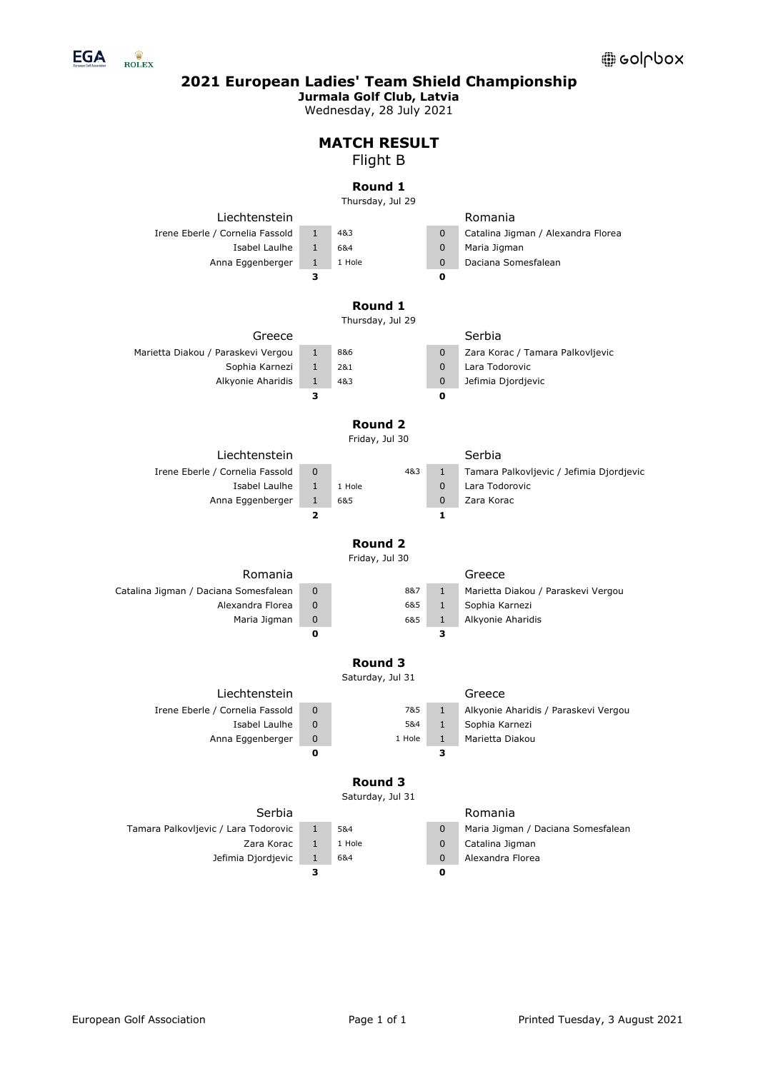# 2021 European Ladies' Team Shield Championship

**Jurmala Golf Club, Latvia**

Wednesday, 28 July 2021

## MATCH RESULT

Flight B

### Round 1

Thursday, Jul 29

| Liechtenstein | | | | Romania |
|---|---|---|---|---|
| Irene Eberle / Cornelia Fassold | 1 | 4&3 | 0 | Catalina Jigman / Alexandra Florea |
| Isabel Laulhe | 1 | 6&4 | 0 | Maria Jigman |
| Anna Eggenberger | 1 | 1 Hole | 0 | Daciana Somesfalean |
| | **3** | | **0** | |

### Round 1

Thursday, Jul 29

| Greece | | | | Serbia |
|---|---|---|---|---|
| Marietta Diakou / Paraskevi Vergou | 1 | 8&6 | 0 | Zara Korac / Tamara Palkovljevic |
| Sophia Karnezi | 1 | 2&1 | 0 | Lara Todorovic |
| Alkyonie Aharidis | 1 | 4&3 | 0 | Jefimia Djordjevic |
| | **3** | | **0** | |

### Round 2

Friday, Jul 30

| Liechtenstein | | | | Serbia |
|---|---|---|---|---|
| Irene Eberle / Cornelia Fassold | 0 | 4&3 | 1 | Tamara Palkovljevic / Jefimia Djordjevic |
| Isabel Laulhe | 1 | 1 Hole | 0 | Lara Todorovic |
| Anna Eggenberger | 1 | 6&5 | 0 | Zara Korac |
| | **2** | | **1** | |

### Round 2

Friday, Jul 30

| Romania | | | | Greece |
|---|---|---|---|---|
| Catalina Jigman / Daciana Somesfalean | 0 | 8&7 | 1 | Marietta Diakou / Paraskevi Vergou |
| Alexandra Florea | 0 | 6&5 | 1 | Sophia Karnezi |
| Maria Jigman | 0 | 6&5 | 1 | Alkyonie Aharidis |
| | **0** | | **3** | |

### Round 3

Saturday, Jul 31

| Liechtenstein | | | | Greece |
|---|---|---|---|---|
| Irene Eberle / Cornelia Fassold | 0 | 7&5 | 1 | Alkyonie Aharidis / Paraskevi Vergou |
| Isabel Laulhe | 0 | 5&4 | 1 | Sophia Karnezi |
| Anna Eggenberger | 0 | 1 Hole | 1 | Marietta Diakou |
| | **0** | | **3** | |

### Round 3

Saturday, Jul 31

| Serbia | | | | Romania |
|---|---|---|---|---|
| Tamara Palkovljevic / Lara Todorovic | 1 | 5&4 | 0 | Maria Jigman / Daciana Somesfalean |
| Zara Korac | 1 | 1 Hole | 0 | Catalina Jigman |
| Jefimia Djordjevic | 1 | 6&4 | 0 | Alexandra Florea |
| | **3** | | **0** | |